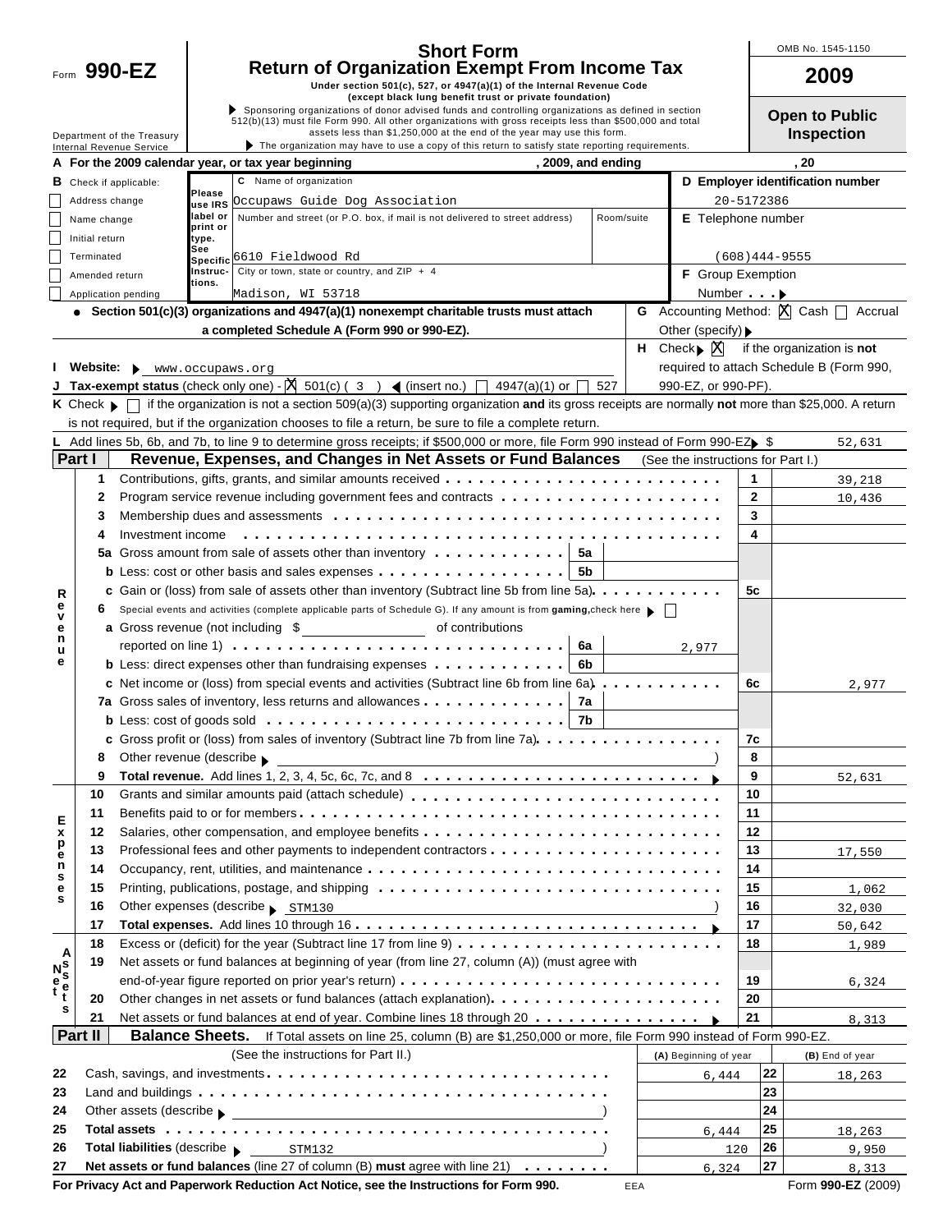Form **990-EZ**

Department of the Treasury
Internal Revenue Service

# Short Form
## Return of Organization Exempt From Income Tax

Under section 501(c), 527, or 4947(a)(1) of the Internal Revenue Code
(except black lung benefit trust or private foundation)

▶ Sponsoring organizations of donor advised funds and controlling organizations as defined in section 512(b)(13) must file Form 990. All other organizations with gross receipts less than $500,000 and total assets less than $1,250,000 at the end of the year may use this form.

▶ The organization may have to use a copy of this return to satisfy state reporting requirements.

OMB No. 1545-1150

**2009**

**Open to Public Inspection**

**A For the 2009 calendar year, or tax year beginning** , 2009, and ending , 20

**B** Check if applicable:
- [ ] Address change
- [ ] Name change
- [ ] Initial return
- [ ] Terminated
- [ ] Amended return
- [ ] Application pending

**C** Name of organization: Occupaws Guide Dog Association

Number and street (or P.O. box, if mail is not delivered to street address): 6610 Fieldwood Rd — Room/suite:

City or town, state or country, and ZIP + 4: Madison, WI 53718

**D Employer identification number**: 20-5172386

**E** Telephone number: (608)444-9555

**F** Group Exemption Number ▶

● **Section 501(c)(3) organizations and 4947(a)(1) nonexempt charitable trusts must attach a completed Schedule A (Form 990 or 990-EZ).**

**G** Accounting Method: [X] Cash [ ] Accrual  Other (specify) ▶

**H** Check ▶ [X] if the organization is **not** required to attach Schedule B (Form 990, 990-EZ, or 990-PF).

**I Website:** ▶ www.occupaws.org

**J Tax-exempt status** (check only one) - [X] 501(c) ( 3 ) ◀ (insert no.) [ ] 4947(a)(1) or [ ] 527

**K** Check ▶ [ ] if the organization is not a section 509(a)(3) supporting organization **and** its gross receipts are normally **not** more than $25,000. A return is not required, but if the organization chooses to file a return, be sure to file a complete return.

**L** Add lines 5b, 6b, and 7b, to line 9 to determine gross receipts; if $500,000 or more, file Form 990 instead of Form 990-EZ ▶ $ 52,631

## Part I — Revenue, Expenses, and Changes in Net Assets or Fund Balances (See the instructions for Part I.)

| | Line | Description | Sub-line | Sub-amount | Line | Amount |
|---|---|---|---|---|---|---|
| Revenue | 1 | Contributions, gifts, grants, and similar amounts received | | | 1 | 39,218 |
| | 2 | Program service revenue including government fees and contracts | | | 2 | 10,436 |
| | 3 | Membership dues and assessments | | | 3 | |
| | 4 | Investment income | | | 4 | |
| | 5a | Gross amount from sale of assets other than inventory | 5a | | | |
| | b | Less: cost or other basis and sales expenses | 5b | | | |
| | c | Gain or (loss) from sale of assets other than inventory (Subtract line 5b from line 5a) | | | 5c | |
| | 6 | Special events and activities (complete applicable parts of Schedule G). If any amount is from **gaming**, check here ▶ [ ] | | | | |
| | a | Gross revenue (not including $ of contributions reported on line 1) | 6a | 2,977 | | |
| | b | Less: direct expenses other than fundraising expenses | 6b | | | |
| | c | Net income or (loss) from special events and activities (Subtract line 6b from line 6a) | | | 6c | 2,977 |
| | 7a | Gross sales of inventory, less returns and allowances | 7a | | | |
| | b | Less: cost of goods sold | 7b | | | |
| | c | Gross profit or (loss) from sales of inventory (Subtract line 7b from line 7a) | | | 7c | |
| | 8 | Other revenue (describe ▶ ) | | | 8 | |
| | 9 | **Total revenue.** Add lines 1, 2, 3, 4, 5c, 6c, 7c, and 8 ▶ | | | 9 | 52,631 |
| Expenses | 10 | Grants and similar amounts paid (attach schedule) | | | 10 | |
| | 11 | Benefits paid to or for members | | | 11 | |
| | 12 | Salaries, other compensation, and employee benefits | | | 12 | |
| | 13 | Professional fees and other payments to independent contractors | | | 13 | 17,550 |
| | 14 | Occupancy, rent, utilities, and maintenance | | | 14 | |
| | 15 | Printing, publications, postage, and shipping | | | 15 | 1,062 |
| | 16 | Other expenses (describe ▶ STM130 ) | | | 16 | 32,030 |
| | 17 | **Total expenses.** Add lines 10 through 16 ▶ | | | 17 | 50,642 |
| Net Assets | 18 | Excess or (deficit) for the year (Subtract line 17 from line 9) | | | 18 | 1,989 |
| | 19 | Net assets or fund balances at beginning of year (from line 27, column (A)) (must agree with end-of-year figure reported on prior year's return) | | | 19 | 6,324 |
| | 20 | Other changes in net assets or fund balances (attach explanation) | | | 20 | |
| | 21 | Net assets or fund balances at end of year. Combine lines 18 through 20 ▶ | | | 21 | 8,313 |

## Part II — Balance Sheets.
If Total assets on line 25, column (B) are $1,250,000 or more, file Form 990 instead of Form 990-EZ.

| Line | (See the instructions for Part II.) | (A) Beginning of year | Line | (B) End of year |
|---|---|---|---|---|
| 22 | Cash, savings, and investments | 6,444 | 22 | 18,263 |
| 23 | Land and buildings | | 23 | |
| 24 | Other assets (describe ▶ ) | | 24 | |
| 25 | **Total assets** | 6,444 | 25 | 18,263 |
| 26 | **Total liabilities** (describe ▶ STM132 ) | 120 | 26 | 9,950 |
| 27 | **Net assets or fund balances** (line 27 of column (B) **must** agree with line 21) | 6,324 | 27 | 8,313 |

**For Privacy Act and Paperwork Reduction Act Notice, see the Instructions for Form 990.** EEA Form **990-EZ** (2009)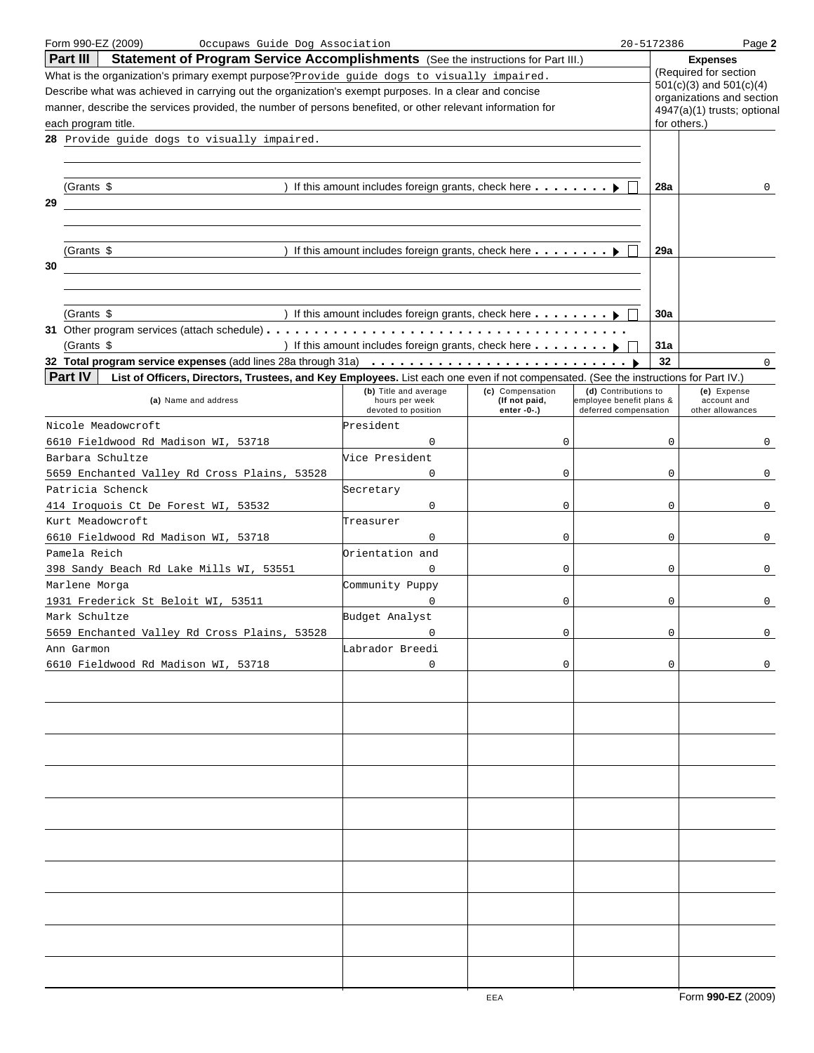Form 990-EZ (2009) Occupaws Guide Dog Association 20-5172386

## Part III Statement of Program Service Accomplishments (See the instructions for Part III.)

What is the organization's primary exempt purpose? Provide guide dogs to visually impaired.

Describe what was achieved in carrying out the organization's exempt purposes. In a clear and concise manner, describe the services provided, the number of persons benefited, or other relevant information for each program title.

**Expenses** (Required for section 501(c)(3) and 501(c)(4) organizations and section 4947(a)(1) trusts; optional for others.)

| | | Line | Expenses |
|---|---|---|---|
| **28** | Provide guide dogs to visually impaired. (Grants $ ) If this amount includes foreign grants, check here ▶ ☐ | **28a** | 0 |
| **29** | (Grants $ ) If this amount includes foreign grants, check here ▶ ☐ | **29a** | |
| **30** | (Grants $ ) If this amount includes foreign grants, check here ▶ ☐ | **30a** | |
| **31** | Other program services (attach schedule) (Grants $ ) If this amount includes foreign grants, check here ▶ ☐ | **31a** | |
| **32** | **Total program service expenses** (add lines 28a through 31a) ▶ | **32** | 0 |

## Part IV List of Officers, Directors, Trustees, and Key Employees. List each one even if not compensated. (See the instructions for Part IV.)

| (a) Name and address | (b) Title and average hours per week devoted to position | (c) Compensation (If not paid, enter -0-.) | (d) Contributions to employee benefit plans & deferred compensation | (e) Expense account and other allowances |
|---|---|---|---|---|
| Nicole Meadowcroft<br>6610 Fieldwood Rd Madison WI, 53718 | President<br>0 | 0 | 0 | 0 |
| Barbara Schultze<br>5659 Enchanted Valley Rd Cross Plains, 53528 | Vice President<br>0 | 0 | 0 | 0 |
| Patricia Schenck<br>414 Iroquois Ct De Forest WI, 53532 | Secretary<br>0 | 0 | 0 | 0 |
| Kurt Meadowcroft<br>6610 Fieldwood Rd Madison WI, 53718 | Treasurer<br>0 | 0 | 0 | 0 |
| Pamela Reich<br>398 Sandy Beach Rd Lake Mills WI, 53551 | Orientation and<br>0 | 0 | 0 | 0 |
| Marlene Morga<br>1931 Frederick St Beloit WI, 53511 | Community Puppy<br>0 | 0 | 0 | 0 |
| Mark Schultze<br>5659 Enchanted Valley Rd Cross Plains, 53528 | Budget Analyst<br>0 | 0 | 0 | 0 |
| Ann Garmon<br>6610 Fieldwood Rd Madison WI, 53718 | Labrador Breedi<br>0 | 0 | 0 | 0 |

EEA Form **990-EZ** (2009)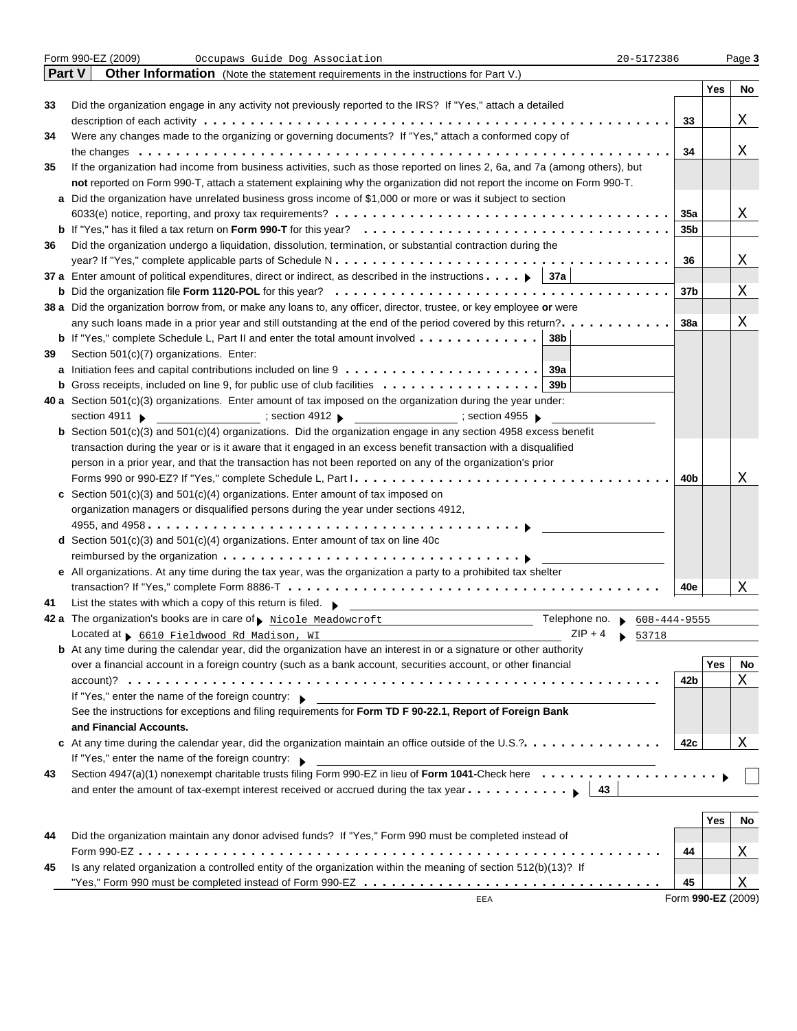Form 990-EZ (2009) Occupaws Guide Dog Association 20-5172386

## Part V Other Information (Note the statement requirements in the instructions for Part V.)

| | | | Yes | No |
|---|---|---|---|---|
| 33 | Did the organization engage in any activity not previously reported to the IRS? If "Yes," attach a detailed description of each activity | 33 | | X |
| 34 | Were any changes made to the organizing or governing documents? If "Yes," attach a conformed copy of the changes | 34 | | X |
| 35 | If the organization had income from business activities, such as those reported on lines 2, 6a, and 7a (among others), but **not** reported on Form 990-T, attach a statement explaining why the organization did not report the income on Form 990-T. | | | |
| a | Did the organization have unrelated business gross income of $1,000 or more or was it subject to section 6033(e) notice, reporting, and proxy tax requirements? | 35a | | X |
| b | If "Yes," has it filed a tax return on **Form 990-T** for this year? | 35b | | |
| 36 | Did the organization undergo a liquidation, dissolution, termination, or substantial contraction during the year? If "Yes," complete applicable parts of Schedule N | 36 | | X |
| 37 a | Enter amount of political expenditures, direct or indirect, as described in the instructions ▶ 37a | | | |
| b | Did the organization file **Form 1120-POL** for this year? | 37b | | X |
| 38 a | Did the organization borrow from, or make any loans to, any officer, director, trustee, or key employee **or** were any such loans made in a prior year and still outstanding at the end of the period covered by this return? | 38a | | X |
| b | If "Yes," complete Schedule L, Part II and enter the total amount involved 38b | | | |
| 39 | Section 501(c)(7) organizations. Enter: | | | |
| a | Initiation fees and capital contributions included on line 9 39a | | | |
| b | Gross receipts, included on line 9, for public use of club facilities 39b | | | |
| 40 a | Section 501(c)(3) organizations. Enter amount of tax imposed on the organization during the year under: section 4911 ▶ ; section 4912 ▶ ; section 4955 ▶ | | | |
| b | Section 501(c)(3) and 501(c)(4) organizations. Did the organization engage in any section 4958 excess benefit transaction during the year or is it aware that it engaged in an excess benefit transaction with a disqualified person in a prior year, and that the transaction has not been reported on any of the organization's prior Forms 990 or 990-EZ? If "Yes," complete Schedule L, Part I | 40b | | X |
| c | Section 501(c)(3) and 501(c)(4) organizations. Enter amount of tax imposed on organization managers or disqualified persons during the year under sections 4912, 4955, and 4958 ▶ | | | |
| d | Section 501(c)(3) and 501(c)(4) organizations. Enter amount of tax on line 40c reimbursed by the organization ▶ | | | |
| e | All organizations. At any time during the tax year, was the organization a party to a prohibited tax shelter transaction? If "Yes," complete Form 8886-T | 40e | | X |

41 List the states with which a copy of this return is filed. ▶

42 a The organization's books are in care of ▶ Nicole Meadowcroft Telephone no. ▶ 608-444-9555

Located at ▶ 6610 Fieldwood Rd Madison, WI ZIP + 4 ▶ 53718

| | | | Yes | No |
|---|---|---|---|---|
| b | At any time during the calendar year, did the organization have an interest in or a signature or other authority over a financial account in a foreign country (such as a bank account, securities account, or other financial account)? If "Yes," enter the name of the foreign country: ▶ See the instructions for exceptions and filing requirements for **Form TD F 90-22.1, Report of Foreign Bank and Financial Accounts.** | 42b | | X |
| c | At any time during the calendar year, did the organization maintain an office outside of the U.S.? If "Yes," enter the name of the foreign country: ▶ | 42c | | X |

43 Section 4947(a)(1) nonexempt charitable trusts filing Form 990-EZ in lieu of **Form 1041**-Check here ▶ ☐ and enter the amount of tax-exempt interest received or accrued during the tax year ▶ 43

| | | | Yes | No |
|---|---|---|---|---|
| 44 | Did the organization maintain any donor advised funds? If "Yes," Form 990 must be completed instead of Form 990-EZ | 44 | | X |
| 45 | Is any related organization a controlled entity of the organization within the meaning of section 512(b)(13)? If "Yes," Form 990 must be completed instead of Form 990-EZ | 45 | | X |

EEA Form **990-EZ** (2009)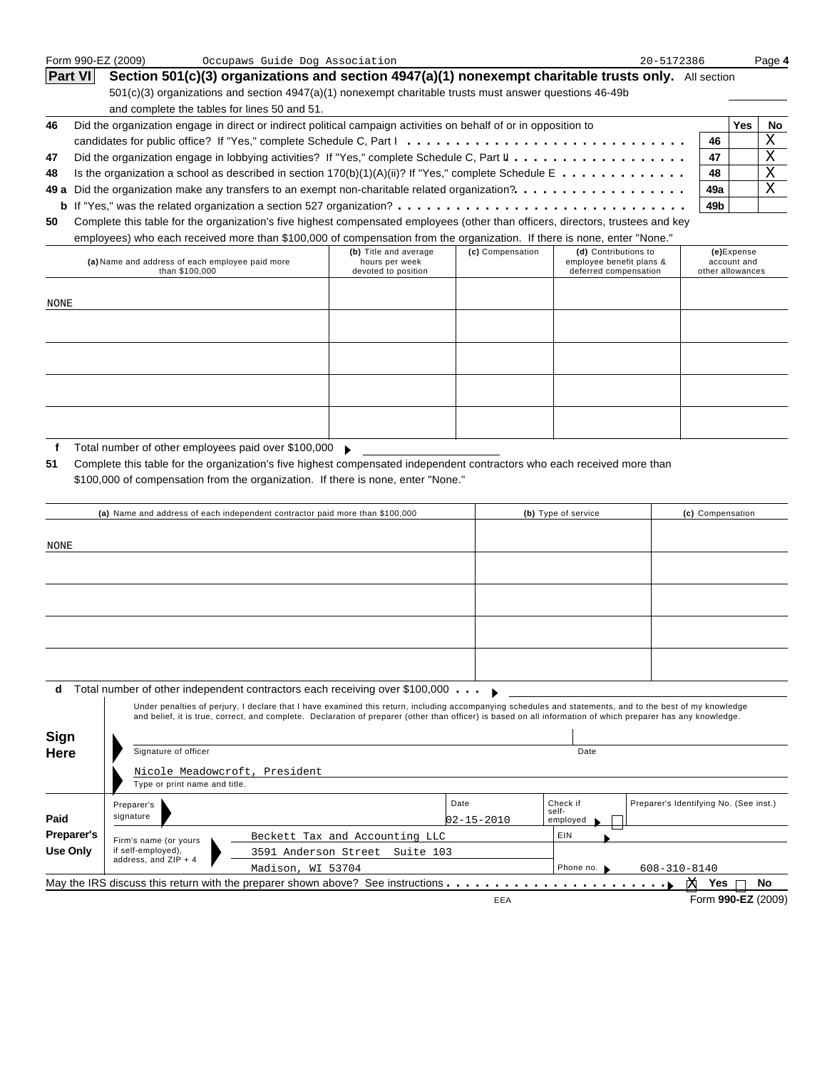Form 990-EZ (2009) Occupaws Guide Dog Association 20-5172386

## Part VI Section 501(c)(3) organizations and section 4947(a)(1) nonexempt charitable trusts only.

All section 501(c)(3) organizations and section 4947(a)(1) nonexempt charitable trusts must answer questions 46-49b and complete the tables for lines 50 and 51.

| | | | Yes | No |
|---|---|---|---|---|
| 46 | Did the organization engage in direct or indirect political campaign activities on behalf of or in opposition to candidates for public office? If "Yes," complete Schedule C, Part I | 46 | | X |
| 47 | Did the organization engage in lobbying activities? If "Yes," complete Schedule C, Part II | 47 | | X |
| 48 | Is the organization a school as described in section 170(b)(1)(A)(ii)? If "Yes," complete Schedule E | 48 | | X |
| 49 a | Did the organization make any transfers to an exempt non-charitable related organization? | 49a | | X |
| b | If "Yes," was the related organization a section 527 organization? | 49b | | |

**50** Complete this table for the organization's five highest compensated employees (other than officers, directors, trustees and key employees) who each received more than $100,000 of compensation from the organization. If there is none, enter "None."

| (a) Name and address of each employee paid more than $100,000 | (b) Title and average hours per week devoted to position | (c) Compensation | (d) Contributions to employee benefit plans & deferred compensation | (e) Expense account and other allowances |
|---|---|---|---|---|
| NONE | | | | |
| | | | | |
| | | | | |
| | | | | |
| | | | | |

**f** Total number of other employees paid over $100,000

**51** Complete this table for the organization's five highest compensated independent contractors who each received more than $100,000 of compensation from the organization. If there is none, enter "None."

| (a) Name and address of each independent contractor paid more than $100,000 | (b) Type of service | (c) Compensation |
|---|---|---|
| NONE | | |
| | | |
| | | |
| | | |
| | | |

**d** Total number of other independent contractors each receiving over $100,000

## Sign Here

Under penalties of perjury, I declare that I have examined this return, including accompanying schedules and statements, and to the best of my knowledge and belief, it is true, correct, and complete. Declaration of preparer (other than officer) is based on all information of which preparer has any knowledge.

Signature of officer — Date

Nicole Meadowcroft, President
Type or print name and title.

## Paid Preparer's Use Only

| | | | |
|---|---|---|---|
| Preparer's signature | Date 02-15-2010 | Check if self-employed ☐ | Preparer's Identifying No. (See inst.) |
| Firm's name (or yours if self-employed), address, and ZIP + 4 | Beckett Tax and Accounting LLC<br>3591 Anderson Street Suite 103<br>Madison, WI 53704 | EIN | |
| | | Phone no. | 608-310-8140 |

May the IRS discuss this return with the preparer shown above? See instructions ☒ Yes ☐ No

Form **990-EZ** (2009)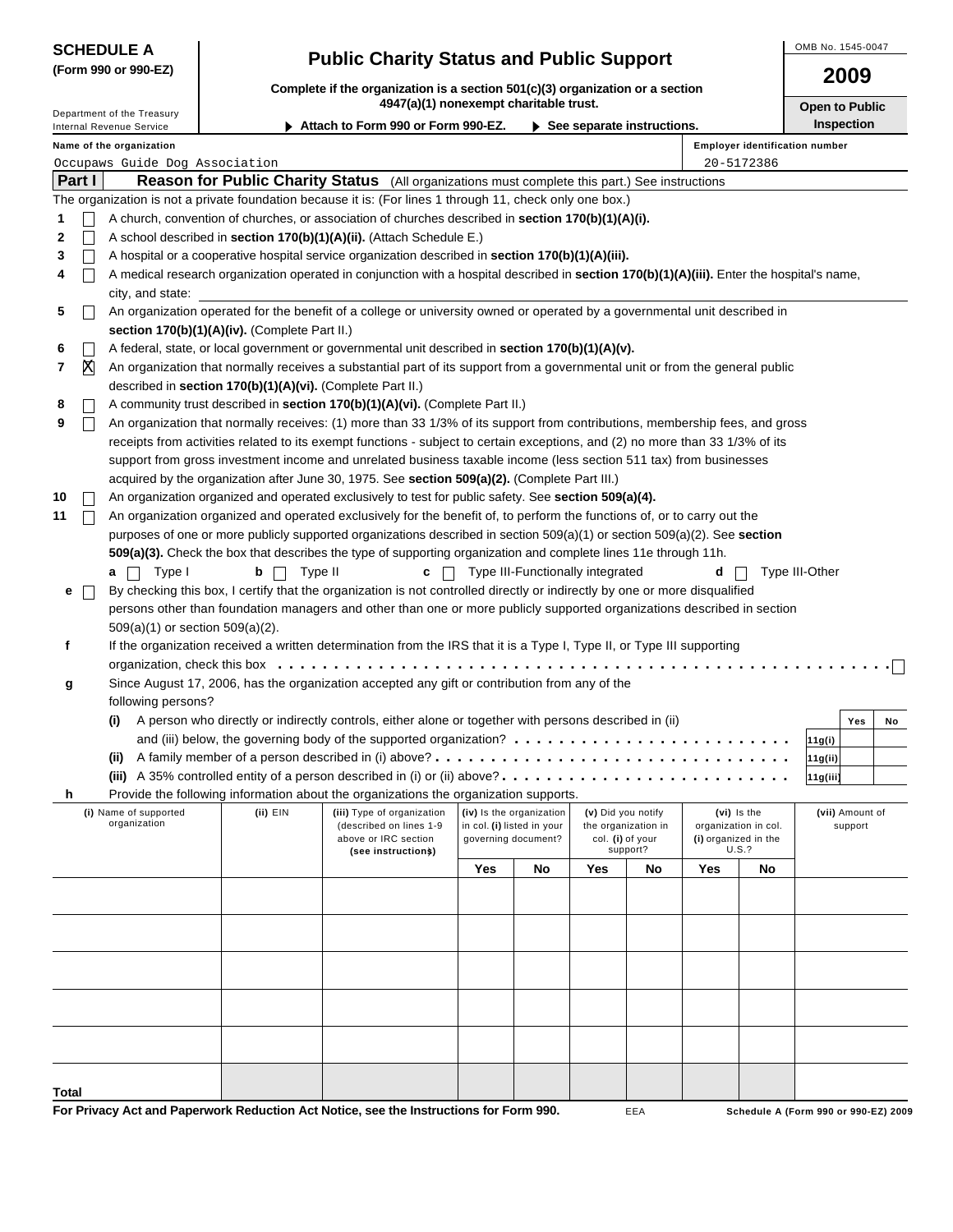**SCHEDULE A**
**(Form 990 or 990-EZ)**

Department of the Treasury
Internal Revenue Service

# Public Charity Status and Public Support

**Complete if the organization is a section 501(c)(3) organization or a section 4947(a)(1) nonexempt charitable trust.**

▶ **Attach to Form 990 or Form 990-EZ.** ▶ **See separate instructions.**

OMB No. 1545-0047

**2009**

**Open to Public Inspection**

**Name of the organization**
Occupaws Guide Dog Association

**Employer identification number**
20-5172386

## Part I Reason for Public Charity Status (All organizations must complete this part.) See instructions

The organization is not a private foundation because it is: (For lines 1 through 11, check only one box.)

1 ☐ A church, convention of churches, or association of churches described in **section 170(b)(1)(A)(i).**

2 ☐ A school described in **section 170(b)(1)(A)(ii).** (Attach Schedule E.)

3 ☐ A hospital or a cooperative hospital service organization described in **section 170(b)(1)(A)(iii).**

4 ☐ A medical research organization operated in conjunction with a hospital described in **section 170(b)(1)(A)(iii).** Enter the hospital's name, city, and state:

5 ☐ An organization operated for the benefit of a college or university owned or operated by a governmental unit described in **section 170(b)(1)(A)(iv).** (Complete Part II.)

6 ☐ A federal, state, or local government or governmental unit described in **section 170(b)(1)(A)(v).**

7 ☒ An organization that normally receives a substantial part of its support from a governmental unit or from the general public described in **section 170(b)(1)(A)(vi).** (Complete Part II.)

8 ☐ A community trust described in **section 170(b)(1)(A)(vi).** (Complete Part II.)

9 ☐ An organization that normally receives: (1) more than 33 1/3% of its support from contributions, membership fees, and gross receipts from activities related to its exempt functions - subject to certain exceptions, and (2) no more than 33 1/3% of its support from gross investment income and unrelated business taxable income (less section 511 tax) from businesses acquired by the organization after June 30, 1975. See **section 509(a)(2).** (Complete Part III.)

10 ☐ An organization organized and operated exclusively to test for public safety. See **section 509(a)(4).**

11 ☐ An organization organized and operated exclusively for the benefit of, to perform the functions of, or to carry out the purposes of one or more publicly supported organizations described in section 509(a)(1) or section 509(a)(2). See **section 509(a)(3).** Check the box that describes the type of supporting organization and complete lines 11e through 11h.

**a** ☐ Type I **b** ☐ Type II **c** ☐ Type III-Functionally integrated **d** ☐ Type III-Other

**e** ☐ By checking this box, I certify that the organization is not controlled directly or indirectly by one or more disqualified persons other than foundation managers and other than one or more publicly supported organizations described in section 509(a)(1) or section 509(a)(2).

**f** If the organization received a written determination from the IRS that it is a Type I, Type II, or Type III supporting organization, check this box . . . . . ☐

**g** Since August 17, 2006, has the organization accepted any gift or contribution from any of the following persons?

| | | Yes | No |
|---|---|---|---|
| **(i)** A person who directly or indirectly controls, either alone or together with persons described in (ii) and (iii) below, the governing body of the supported organization? | 11g(i) | | |
| **(ii)** A family member of a person described in (i) above? | 11g(ii) | | |
| **(iii)** A 35% controlled entity of a person described in (i) or (ii) above? | 11g(iii) | | |

**h** Provide the following information about the organizations the organization supports.

| (i) Name of supported organization | (ii) EIN | (iii) Type of organization (described on lines 1-9 above or IRC section (see instructions)) | (iv) Is the organization in col. (i) listed in your governing document? | | (v) Did you notify the organization in col. (i) of your support? | | (vi) Is the organization in col. (i) organized in the U.S.? | | (vii) Amount of support |
|---|---|---|---|---|---|---|---|---|---|
| | | | Yes | No | Yes | No | Yes | No | |
| | | | | | | | | | |
| | | | | | | | | | |
| | | | | | | | | | |
| | | | | | | | | | |
| | | | | | | | | | |
| **Total** | | | | | | | | | |

**For Privacy Act and Paperwork Reduction Act Notice, see the Instructions for Form 990.** EEA **Schedule A (Form 990 or 990-EZ) 2009**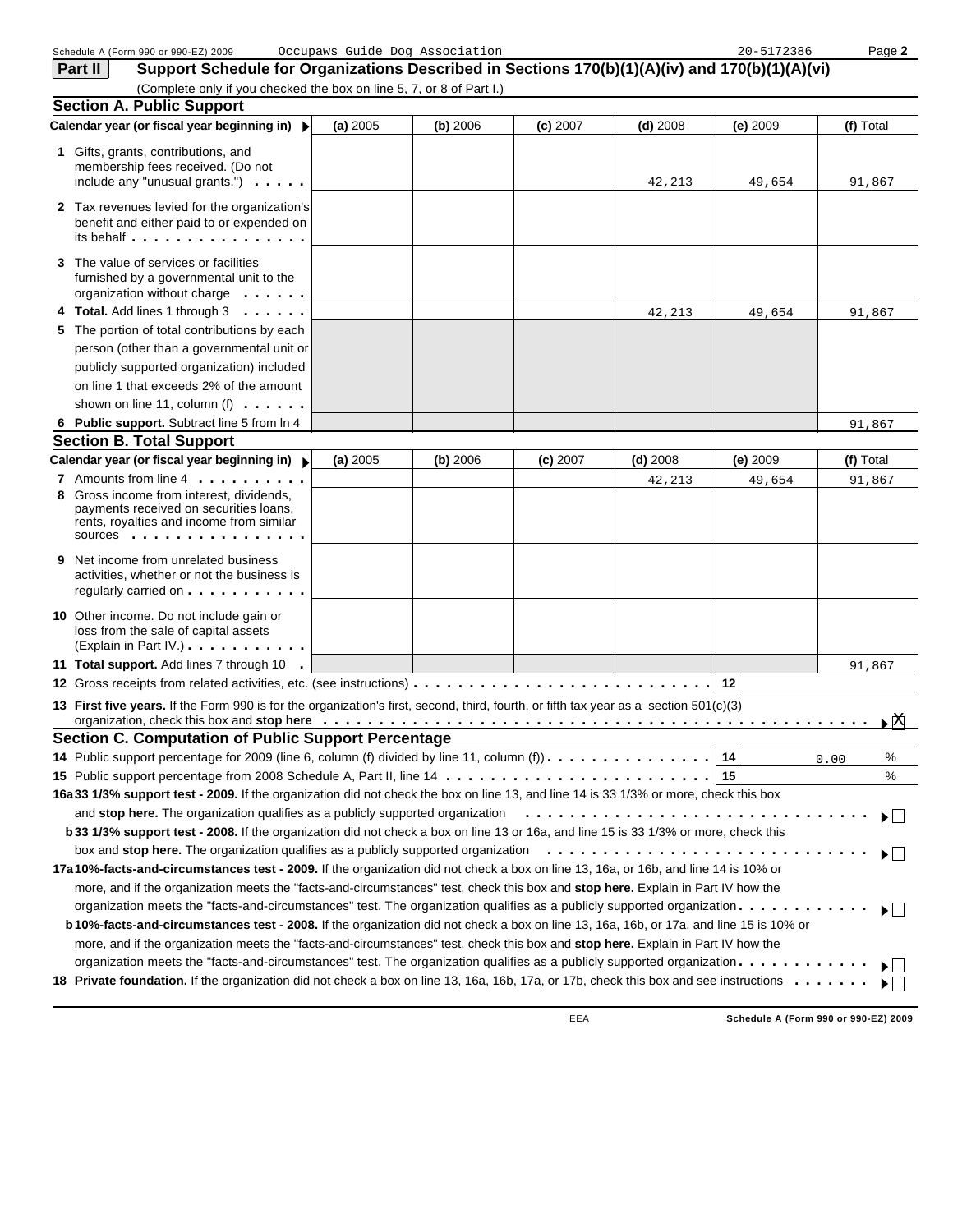Schedule A (Form 990 or 990-EZ) 2009 Occupaws Guide Dog Association 20-5172386

## Part II Support Schedule for Organizations Described in Sections 170(b)(1)(A)(iv) and 170(b)(1)(A)(vi)

(Complete only if you checked the box on line 5, 7, or 8 of Part I.)

### Section A. Public Support

| Calendar year (or fiscal year beginning in) ▶ | (a) 2005 | (b) 2006 | (c) 2007 | (d) 2008 | (e) 2009 | (f) Total |
|---|---|---|---|---|---|---|
| 1 Gifts, grants, contributions, and membership fees received. (Do not include any "unusual grants.") | | | | 42,213 | 49,654 | 91,867 |
| 2 Tax revenues levied for the organization's benefit and either paid to or expended on its behalf | | | | | | |
| 3 The value of services or facilities furnished by a governmental unit to the organization without charge | | | | | | |
| 4 **Total.** Add lines 1 through 3 | | | | 42,213 | 49,654 | 91,867 |
| 5 The portion of total contributions by each person (other than a governmental unit or publicly supported organization) included on line 1 that exceeds 2% of the amount shown on line 11, column (f) | | | | | | |
| 6 **Public support.** Subtract line 5 from ln 4 | | | | | | 91,867 |

### Section B. Total Support

| Calendar year (or fiscal year beginning in) ▶ | (a) 2005 | (b) 2006 | (c) 2007 | (d) 2008 | (e) 2009 | (f) Total |
|---|---|---|---|---|---|---|
| 7 Amounts from line 4 | | | | 42,213 | 49,654 | 91,867 |
| 8 Gross income from interest, dividends, payments received on securities loans, rents, royalties and income from similar sources | | | | | | |
| 9 Net income from unrelated business activities, whether or not the business is regularly carried on | | | | | | |
| 10 Other income. Do not include gain or loss from the sale of capital assets (Explain in Part IV.) | | | | | | |
| 11 **Total support.** Add lines 7 through 10 | | | | | | 91,867 |

12 Gross receipts from related activities, etc. (see instructions) . . . 12

13 **First five years.** If the Form 990 is for the organization's first, second, third, fourth, or fifth tax year as a section 501(c)(3) organization, check this box and **stop here** ▶ ☒

### Section C. Computation of Public Support Percentage

14 Public support percentage for 2009 (line 6, column (f) divided by line 11, column (f)) . . . 14 0.00 %

15 Public support percentage from 2008 Schedule A, Part II, line 14 . . . 15 %

16a **33 1/3% support test - 2009.** If the organization did not check the box on line 13, and line 14 is 33 1/3% or more, check this box and **stop here.** The organization qualifies as a publicly supported organization ▶ ☐

b **33 1/3% support test - 2008.** If the organization did not check a box on line 13 or 16a, and line 15 is 33 1/3% or more, check this box and **stop here.** The organization qualifies as a publicly supported organization ▶ ☐

17a **10%-facts-and-circumstances test - 2009.** If the organization did not check a box on line 13, 16a, or 16b, and line 14 is 10% or more, and if the organization meets the "facts-and-circumstances" test, check this box and **stop here.** Explain in Part IV how the organization meets the "facts-and-circumstances" test. The organization qualifies as a publicly supported organization ▶ ☐

b **10%-facts-and-circumstances test - 2008.** If the organization did not check a box on line 13, 16a, 16b, or 17a, and line 15 is 10% or more, and if the organization meets the "facts-and-circumstances" test, check this box and **stop here.** Explain in Part IV how the organization meets the "facts-and-circumstances" test. The organization qualifies as a publicly supported organization ▶ ☐

18 **Private foundation.** If the organization did not check a box on line 13, 16a, 16b, 17a, or 17b, check this box and see instructions ▶ ☐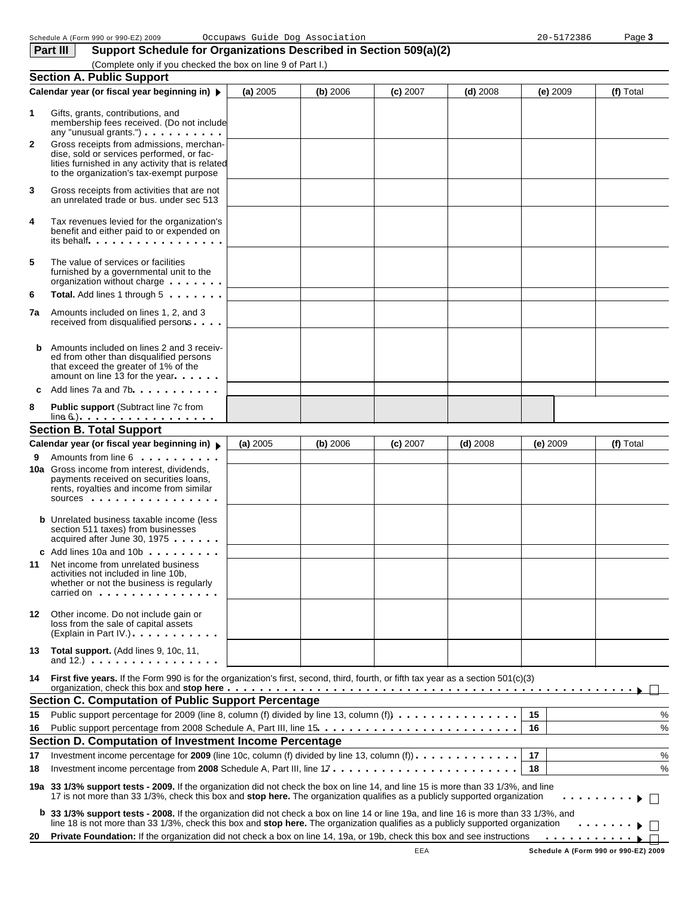Schedule A (Form 990 or 990-EZ) 2009 Occupaws Guide Dog Association 20-5172386

## Part III Support Schedule for Organizations Described in Section 509(a)(2)

(Complete only if you checked the box on line 9 of Part I.)

### Section A. Public Support

| Calendar year (or fiscal year beginning in) ▶ | (a) 2005 | (b) 2006 | (c) 2007 | (d) 2008 | (e) 2009 | (f) Total |
|---|---|---|---|---|---|---|
| 1 Gifts, grants, contributions, and membership fees received. (Do not include any "unusual grants.") | | | | | | |
| 2 Gross receipts from admissions, merchandise, sold or services performed, or facilities furnished in any activity that is related to the organization's tax-exempt purpose | | | | | | |
| 3 Gross receipts from activities that are not an unrelated trade or bus. under sec 513 | | | | | | |
| 4 Tax revenues levied for the organization's benefit and either paid to or expended on its behalf | | | | | | |
| 5 The value of services or facilities furnished by a governmental unit to the organization without charge | | | | | | |
| 6 **Total.** Add lines 1 through 5 | | | | | | |
| 7a Amounts included on lines 1, 2, and 3 received from disqualified persons | | | | | | |
| b Amounts included on lines 2 and 3 received from other than disqualified persons that exceed the greater of 1% of the amount on line 13 for the year | | | | | | |
| c Add lines 7a and 7b | | | | | | |
| 8 **Public support** (Subtract line 7c from line 6.) | | | | | | |

### Section B. Total Support

| Calendar year (or fiscal year beginning in) ▶ | (a) 2005 | (b) 2006 | (c) 2007 | (d) 2008 | (e) 2009 | (f) Total |
|---|---|---|---|---|---|---|
| 9 Amounts from line 6 | | | | | | |
| 10a Gross income from interest, dividends, payments received on securities loans, rents, royalties and income from similar sources | | | | | | |
| b Unrelated business taxable income (less section 511 taxes) from businesses acquired after June 30, 1975 | | | | | | |
| c Add lines 10a and 10b | | | | | | |
| 11 Net income from unrelated business activities not included in line 10b, whether or not the business is regularly carried on | | | | | | |
| 12 Other income. Do not include gain or loss from the sale of capital assets (Explain in Part IV.) | | | | | | |
| 13 **Total support.** (Add lines 9, 10c, 11, and 12.) | | | | | | |

14 **First five years.** If the Form 990 is for the organization's first, second, third, fourth, or fifth tax year as a section 501(c)(3) organization, check this box and **stop here** ▶ ☐

### Section C. Computation of Public Support Percentage

| | | | |
|---|---|---|---|
| 15 | Public support percentage for 2009 (line 8, column (f) divided by line 13, column (f)) | 15 | % |
| 16 | Public support percentage from 2008 Schedule A, Part III, line 15 | 16 | % |

### Section D. Computation of Investment Income Percentage

| | | | |
|---|---|---|---|
| 17 | Investment income percentage for **2009** (line 10c, column (f) divided by line 13, column (f)) | 17 | % |
| 18 | Investment income percentage from **2008** Schedule A, Part III, line 17 | 18 | % |

19a **33 1/3% support tests - 2009.** If the organization did not check the box on line 14, and line 15 is more than 33 1/3%, and line 17 is not more than 33 1/3%, check this box and **stop here.** The organization qualifies as a publicly supported organization ▶ ☐

b **33 1/3% support tests - 2008.** If the organization did not check a box on line 14 or line 19a, and line 16 is more than 33 1/3%, and line 18 is not more than 33 1/3%, check this box and **stop here.** The organization qualifies as a publicly supported organization ▶ ☐

20 **Private Foundation:** If the organization did not check a box on line 14, 19a, or 19b, check this box and see instructions ▶ ☐

EEA Schedule A (Form 990 or 990-EZ) 2009